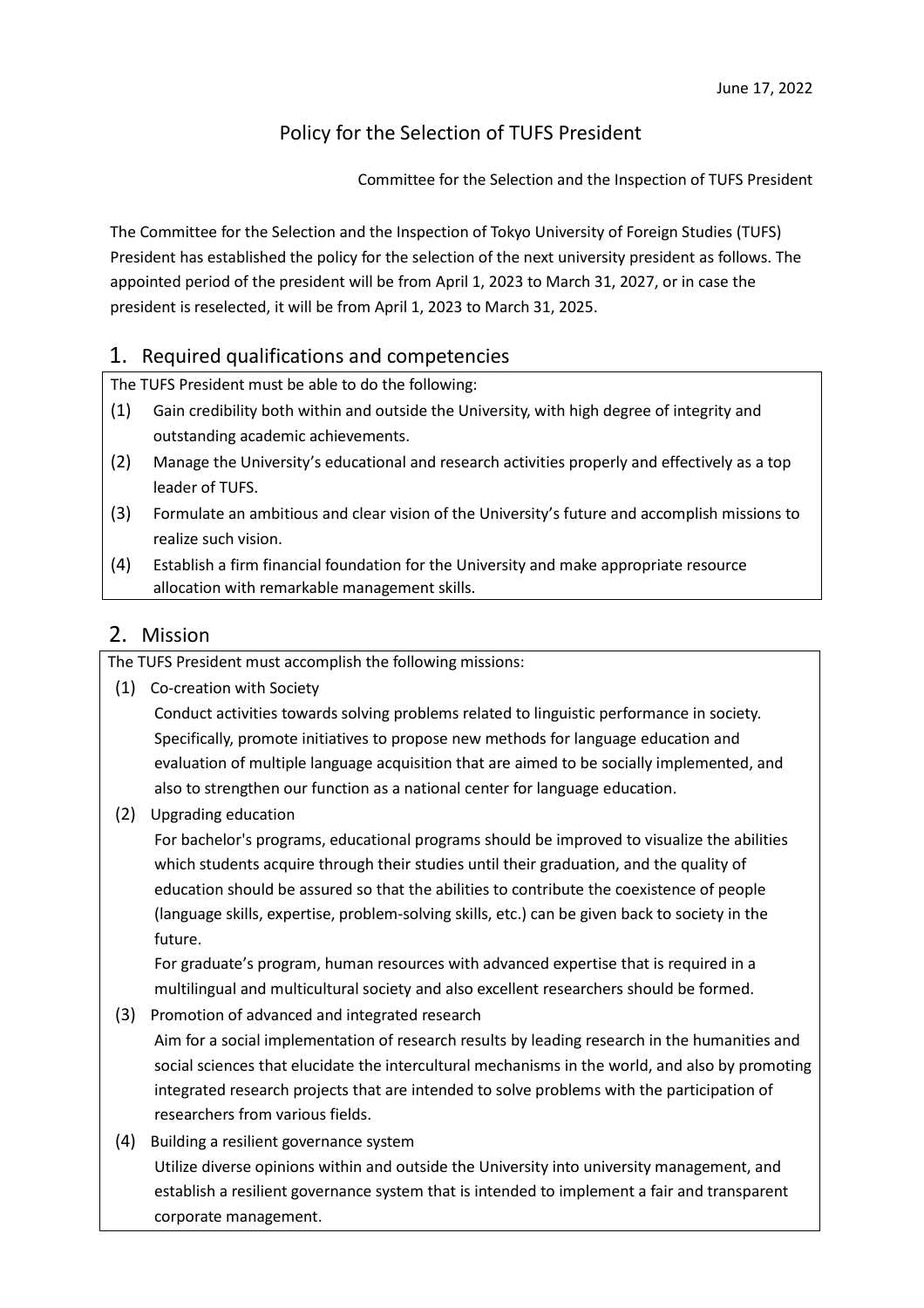June 17, 2022

# Policy for the Selection of TUFS President

Committee for the Selection and the Inspection of TUFS President

The Committee for the Selection and the Inspection of Tokyo University of Foreign Studies (TUFS) President has established the policy for the selection of the next university president as follows. The appointed period of the president will be from April 1, 2023 to March 31, 2027, or in case the president is reselected, it will be from April 1, 2023 to March 31, 2025.

## 1. Required qualifications and competencies

The TUFS President must be able to do the following:

(1) Gain credibility both within and outside the University, with high degree of integrity and outstanding academic achievements.

(2) Manage the University's educational and research activities properly and effectively as a top leader of TUFS.

(3) Formulate an ambitious and clear vision of the University's future and accomplish missions to realize such vision.

(4) Establish a firm financial foundation for the University and make appropriate resource allocation with remarkable management skills.

## 2. Mission

The TUFS President must accomplish the following missions:

(1) Co-creation with Society

Conduct activities towards solving problems related to linguistic performance in society. Specifically, promote initiatives to propose new methods for language education and evaluation of multiple language acquisition that are aimed to be socially implemented, and also to strengthen our function as a national center for language education.

(2) Upgrading education

For bachelor's programs, educational programs should be improved to visualize the abilities which students acquire through their studies until their graduation, and the quality of education should be assured so that the abilities to contribute the coexistence of people (language skills, expertise, problem-solving skills, etc.) can be given back to society in the future.

For graduate's program, human resources with advanced expertise that is required in a multilingual and multicultural society and also excellent researchers should be formed.

(3) Promotion of advanced and integrated research

Aim for a social implementation of research results by leading research in the humanities and social sciences that elucidate the intercultural mechanisms in the world, and also by promoting integrated research projects that are intended to solve problems with the participation of researchers from various fields.

(4) Building a resilient governance system

Utilize diverse opinions within and outside the University into university management, and establish a resilient governance system that is intended to implement a fair and transparent corporate management.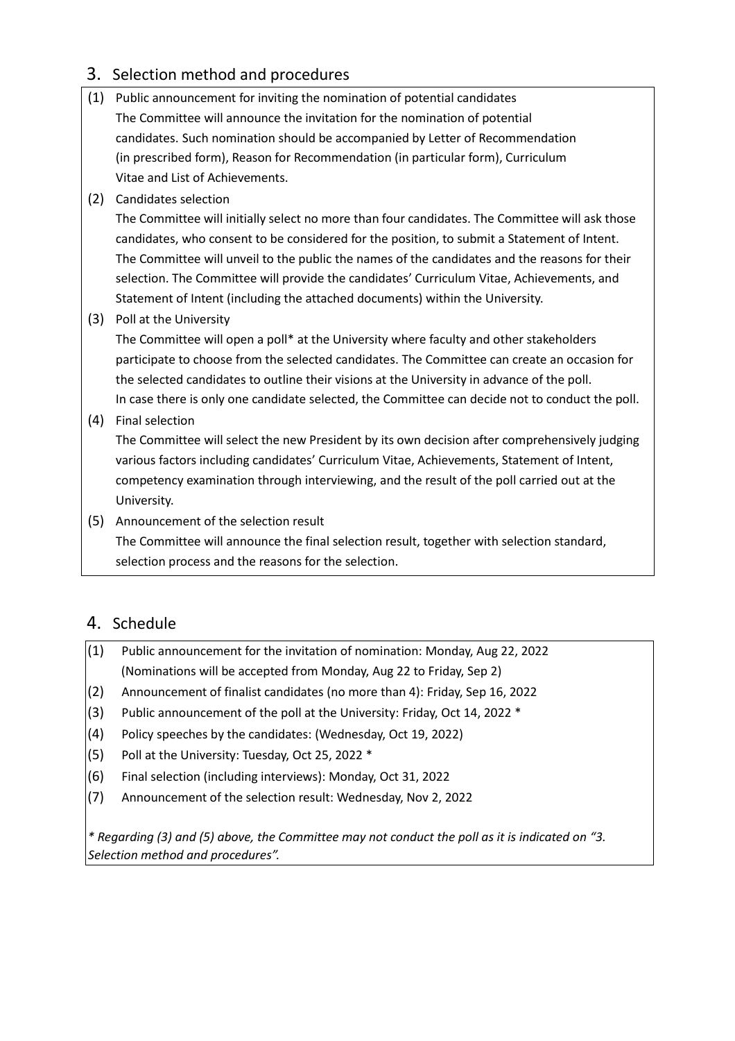## 3. Selection method and procedures

(1) Public announcement for inviting the nomination of potential candidates
The Committee will announce the invitation for the nomination of potential candidates. Such nomination should be accompanied by Letter of Recommendation (in prescribed form), Reason for Recommendation (in particular form), Curriculum Vitae and List of Achievements.

(2) Candidates selection
The Committee will initially select no more than four candidates. The Committee will ask those candidates, who consent to be considered for the position, to submit a Statement of Intent. The Committee will unveil to the public the names of the candidates and the reasons for their selection. The Committee will provide the candidates' Curriculum Vitae, Achievements, and Statement of Intent (including the attached documents) within the University.

(3) Poll at the University
The Committee will open a poll* at the University where faculty and other stakeholders participate to choose from the selected candidates. The Committee can create an occasion for the selected candidates to outline their visions at the University in advance of the poll.
In case there is only one candidate selected, the Committee can decide not to conduct the poll.

(4) Final selection
The Committee will select the new President by its own decision after comprehensively judging various factors including candidates' Curriculum Vitae, Achievements, Statement of Intent, competency examination through interviewing, and the result of the poll carried out at the University.

(5) Announcement of the selection result
The Committee will announce the final selection result, together with selection standard, selection process and the reasons for the selection.

## 4. Schedule

(1) Public announcement for the invitation of nomination: Monday, Aug 22, 2022
(Nominations will be accepted from Monday, Aug 22 to Friday, Sep 2)

(2) Announcement of finalist candidates (no more than 4): Friday, Sep 16, 2022

(3) Public announcement of the poll at the University: Friday, Oct 14, 2022 *

(4) Policy speeches by the candidates: (Wednesday, Oct 19, 2022)

(5) Poll at the University: Tuesday, Oct 25, 2022 *

(6) Final selection (including interviews): Monday, Oct 31, 2022

(7) Announcement of the selection result: Wednesday, Nov 2, 2022

*\* Regarding (3) and (5) above, the Committee may not conduct the poll as it is indicated on "3. Selection method and procedures".*